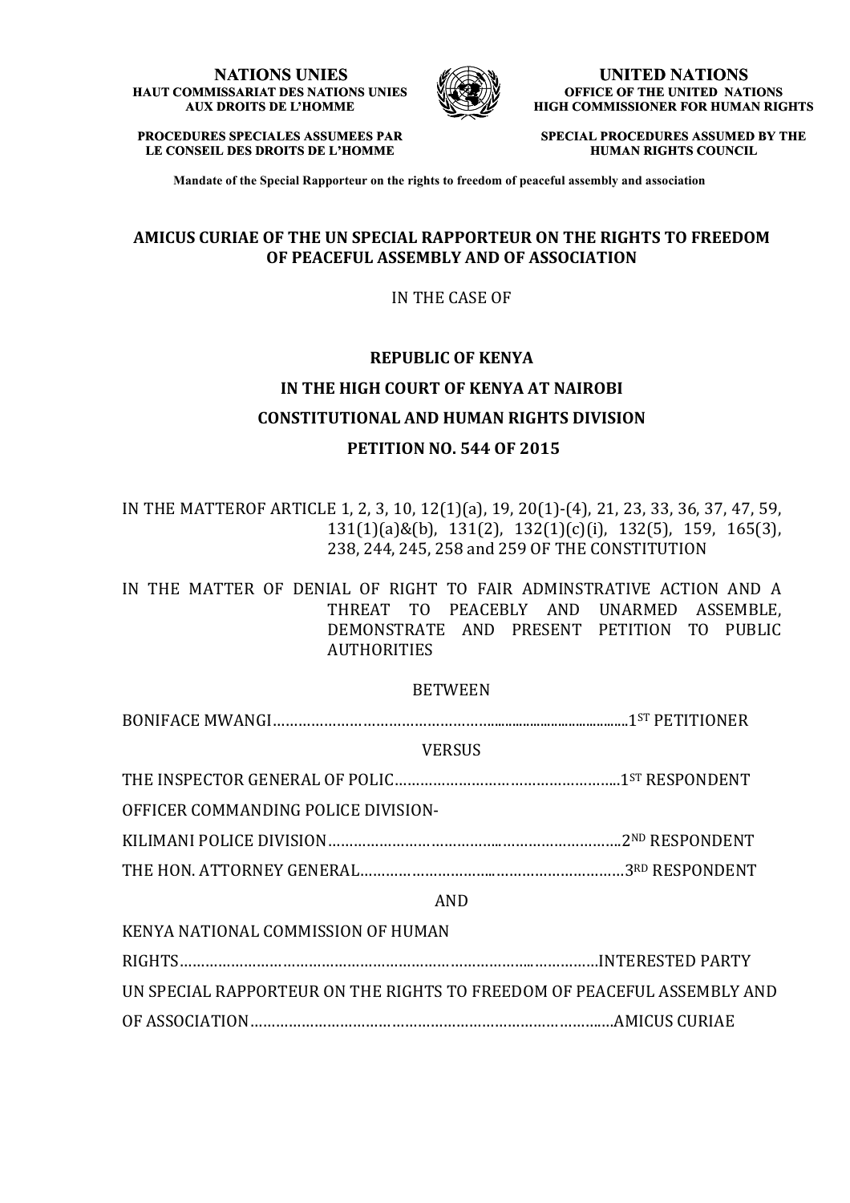**NATIONS UNIES**
**HAUT COMMISSARIAT DES NATIONS UNIES AUX DROITS DE L'HOMME**

**PROCEDURES SPECIALES ASSUMEES PAR LE CONSEIL DES DROITS DE L'HOMME**

**UNITED NATIONS**
**OFFICE OF THE UNITED NATIONS HIGH COMMISSIONER FOR HUMAN RIGHTS**

**SPECIAL PROCEDURES ASSUMED BY THE HUMAN RIGHTS COUNCIL**

**Mandate of the Special Rapporteur on the rights to freedom of peaceful assembly and association**

# AMICUS CURIAE OF THE UN SPECIAL RAPPORTEUR ON THE RIGHTS TO FREEDOM OF PEACEFUL ASSEMBLY AND OF ASSOCIATION

IN THE CASE OF

**REPUBLIC OF KENYA**

**IN THE HIGH COURT OF KENYA AT NAIROBI**

**CONSTITUTIONAL AND HUMAN RIGHTS DIVISION**

**PETITION NO. 544 OF 2015**

IN THE MATTEROF ARTICLE 1, 2, 3, 10, 12(1)(a), 19, 20(1)-(4), 21, 23, 33, 36, 37, 47, 59, 131(1)(a)&(b), 131(2), 132(1)(c)(i), 132(5), 159, 165(3), 238, 244, 245, 258 and 259 OF THE CONSTITUTION

IN THE MATTER OF DENIAL OF RIGHT TO FAIR ADMINSTRATIVE ACTION AND A THREAT TO PEACEBLY AND UNARMED ASSEMBLE, DEMONSTRATE AND PRESENT PETITION TO PUBLIC AUTHORITIES

BETWEEN

BONIFACE MWANGI……………………………………………………………………1ST PETITIONER

VERSUS

THE INSPECTOR GENERAL OF POLIC……………………………………………..1ST RESPONDENT

OFFICER COMMANDING POLICE DIVISION-

KILIMANI POLICE DIVISION…………………………………………………………..2ND RESPONDENT

THE HON. ATTORNEY GENERAL…………………………………………………………3RD RESPONDENT

AND

KENYA NATIONAL COMMISSION OF HUMAN

RIGHTS……………………………………………………………………………………INTERESTED PARTY

UN SPECIAL RAPPORTEUR ON THE RIGHTS TO FREEDOM OF PEACEFUL ASSEMBLY AND

OF ASSOCIATION………………………………………………………………………….AMICUS CURIAE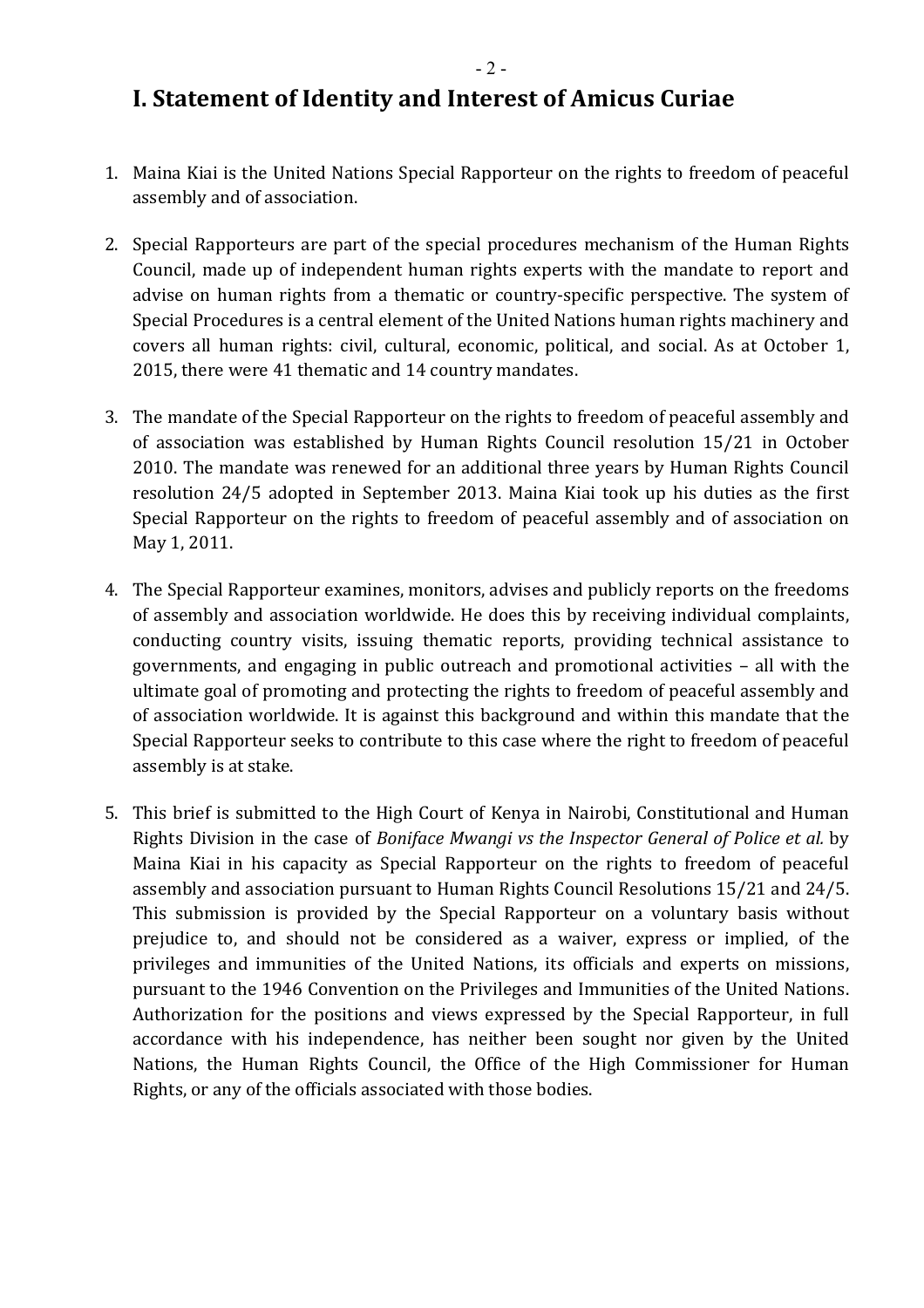# I. Statement of Identity and Interest of Amicus Curiae

1. Maina Kiai is the United Nations Special Rapporteur on the rights to freedom of peaceful assembly and of association.

2. Special Rapporteurs are part of the special procedures mechanism of the Human Rights Council, made up of independent human rights experts with the mandate to report and advise on human rights from a thematic or country-specific perspective. The system of Special Procedures is a central element of the United Nations human rights machinery and covers all human rights: civil, cultural, economic, political, and social. As at October 1, 2015, there were 41 thematic and 14 country mandates.

3. The mandate of the Special Rapporteur on the rights to freedom of peaceful assembly and of association was established by Human Rights Council resolution 15/21 in October 2010. The mandate was renewed for an additional three years by Human Rights Council resolution 24/5 adopted in September 2013. Maina Kiai took up his duties as the first Special Rapporteur on the rights to freedom of peaceful assembly and of association on May 1, 2011.

4. The Special Rapporteur examines, monitors, advises and publicly reports on the freedoms of assembly and association worldwide. He does this by receiving individual complaints, conducting country visits, issuing thematic reports, providing technical assistance to governments, and engaging in public outreach and promotional activities – all with the ultimate goal of promoting and protecting the rights to freedom of peaceful assembly and of association worldwide. It is against this background and within this mandate that the Special Rapporteur seeks to contribute to this case where the right to freedom of peaceful assembly is at stake.

5. This brief is submitted to the High Court of Kenya in Nairobi, Constitutional and Human Rights Division in the case of *Boniface Mwangi vs the Inspector General of Police et al.* by Maina Kiai in his capacity as Special Rapporteur on the rights to freedom of peaceful assembly and association pursuant to Human Rights Council Resolutions 15/21 and 24/5. This submission is provided by the Special Rapporteur on a voluntary basis without prejudice to, and should not be considered as a waiver, express or implied, of the privileges and immunities of the United Nations, its officials and experts on missions, pursuant to the 1946 Convention on the Privileges and Immunities of the United Nations. Authorization for the positions and views expressed by the Special Rapporteur, in full accordance with his independence, has neither been sought nor given by the United Nations, the Human Rights Council, the Office of the High Commissioner for Human Rights, or any of the officials associated with those bodies.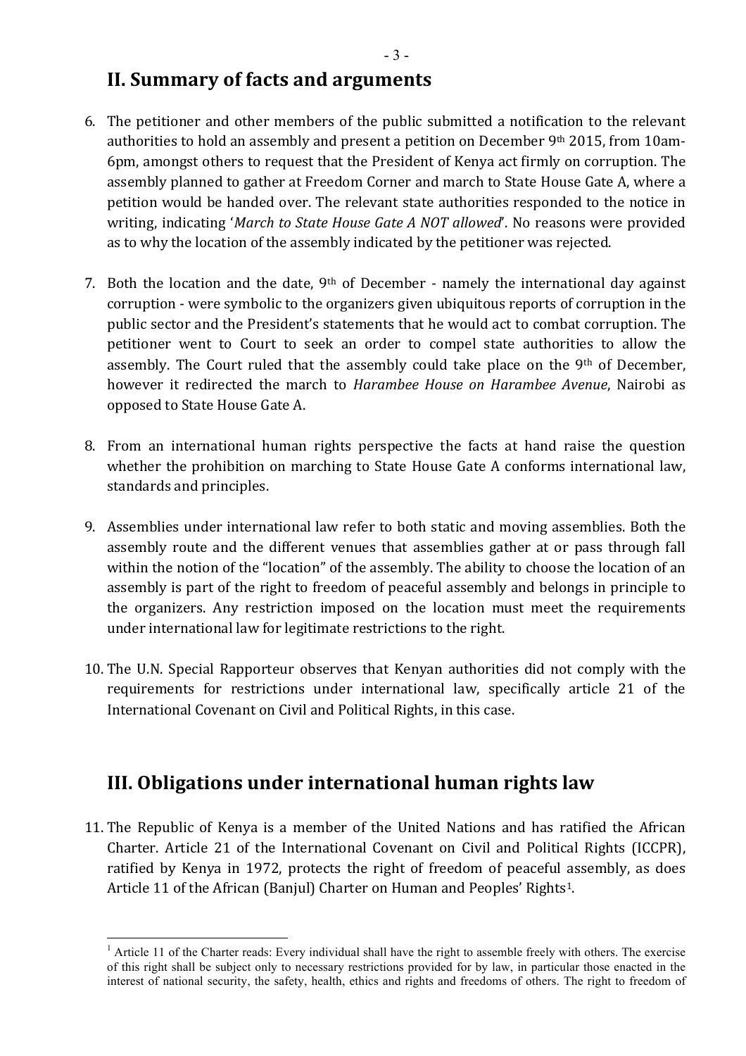## II. Summary of facts and arguments

6. The petitioner and other members of the public submitted a notification to the relevant authorities to hold an assembly and present a petition on December 9th 2015, from 10am-6pm, amongst others to request that the President of Kenya act firmly on corruption. The assembly planned to gather at Freedom Corner and march to State House Gate A, where a petition would be handed over. The relevant state authorities responded to the notice in writing, indicating '*March to State House Gate A NOT allowed*'. No reasons were provided as to why the location of the assembly indicated by the petitioner was rejected.

7. Both the location and the date, 9th of December - namely the international day against corruption - were symbolic to the organizers given ubiquitous reports of corruption in the public sector and the President's statements that he would act to combat corruption. The petitioner went to Court to seek an order to compel state authorities to allow the assembly. The Court ruled that the assembly could take place on the 9th of December, however it redirected the march to *Harambee House on Harambee Avenue*, Nairobi as opposed to State House Gate A.

8. From an international human rights perspective the facts at hand raise the question whether the prohibition on marching to State House Gate A conforms international law, standards and principles.

9. Assemblies under international law refer to both static and moving assemblies. Both the assembly route and the different venues that assemblies gather at or pass through fall within the notion of the "location" of the assembly. The ability to choose the location of an assembly is part of the right to freedom of peaceful assembly and belongs in principle to the organizers. Any restriction imposed on the location must meet the requirements under international law for legitimate restrictions to the right.

10. The U.N. Special Rapporteur observes that Kenyan authorities did not comply with the requirements for restrictions under international law, specifically article 21 of the International Covenant on Civil and Political Rights, in this case.

## III. Obligations under international human rights law

11. The Republic of Kenya is a member of the United Nations and has ratified the African Charter. Article 21 of the International Covenant on Civil and Political Rights (ICCPR), ratified by Kenya in 1972, protects the right of freedom of peaceful assembly, as does Article 11 of the African (Banjul) Charter on Human and Peoples' Rights[1].

---

[1] Article 11 of the Charter reads: Every individual shall have the right to assemble freely with others. The exercise of this right shall be subject only to necessary restrictions provided for by law, in particular those enacted in the interest of national security, the safety, health, ethics and rights and freedoms of others. The right to freedom of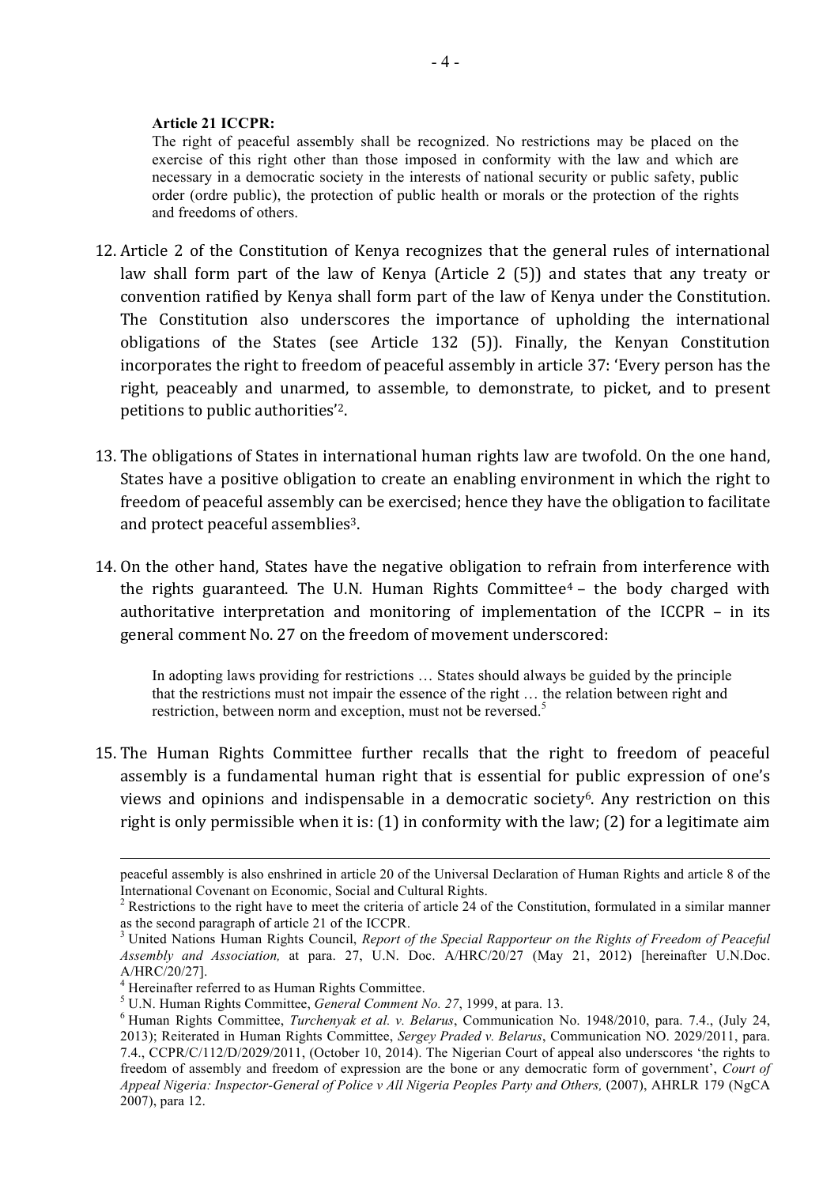**Article 21 ICCPR:**

> The right of peaceful assembly shall be recognized. No restrictions may be placed on the exercise of this right other than those imposed in conformity with the law and which are necessary in a democratic society in the interests of national security or public safety, public order (ordre public), the protection of public health or morals or the protection of the rights and freedoms of others.

12. Article 2 of the Constitution of Kenya recognizes that the general rules of international law shall form part of the law of Kenya (Article 2 (5)) and states that any treaty or convention ratified by Kenya shall form part of the law of Kenya under the Constitution. The Constitution also underscores the importance of upholding the international obligations of the States (see Article 132 (5)). Finally, the Kenyan Constitution incorporates the right to freedom of peaceful assembly in article 37: 'Every person has the right, peaceably and unarmed, to assemble, to demonstrate, to picket, and to present petitions to public authorities'[2].

13. The obligations of States in international human rights law are twofold. On the one hand, States have a positive obligation to create an enabling environment in which the right to freedom of peaceful assembly can be exercised; hence they have the obligation to facilitate and protect peaceful assemblies[3].

14. On the other hand, States have the negative obligation to refrain from interference with the rights guaranteed. The U.N. Human Rights Committee[4] – the body charged with authoritative interpretation and monitoring of implementation of the ICCPR – in its general comment No. 27 on the freedom of movement underscored:

> In adopting laws providing for restrictions … States should always be guided by the principle that the restrictions must not impair the essence of the right … the relation between right and restriction, between norm and exception, must not be reversed.[5]

15. The Human Rights Committee further recalls that the right to freedom of peaceful assembly is a fundamental human right that is essential for public expression of one's views and opinions and indispensable in a democratic society[6]. Any restriction on this right is only permissible when it is: (1) in conformity with the law; (2) for a legitimate aim

---

peaceful assembly is also enshrined in article 20 of the Universal Declaration of Human Rights and article 8 of the International Covenant on Economic, Social and Cultural Rights.

[2] Restrictions to the right have to meet the criteria of article 24 of the Constitution, formulated in a similar manner as the second paragraph of article 21 of the ICCPR.

[3] United Nations Human Rights Council, *Report of the Special Rapporteur on the Rights of Freedom of Peaceful Assembly and Association,* at para. 27, U.N. Doc. A/HRC/20/27 (May 21, 2012) [hereinafter U.N.Doc. A/HRC/20/27].

[4] Hereinafter referred to as Human Rights Committee.

[5] U.N. Human Rights Committee, *General Comment No. 27*, 1999, at para. 13.

[6] Human Rights Committee, *Turchenyak et al. v. Belarus*, Communication No. 1948/2010, para. 7.4., (July 24, 2013); Reiterated in Human Rights Committee, *Sergey Praded v. Belarus*, Communication NO. 2029/2011, para. 7.4., CCPR/C/112/D/2029/2011, (October 10, 2014). The Nigerian Court of appeal also underscores 'the rights to freedom of assembly and freedom of expression are the bone or any democratic form of government', *Court of Appeal Nigeria: Inspector-General of Police v All Nigeria Peoples Party and Others,* (2007), AHRLR 179 (NgCA 2007), para 12.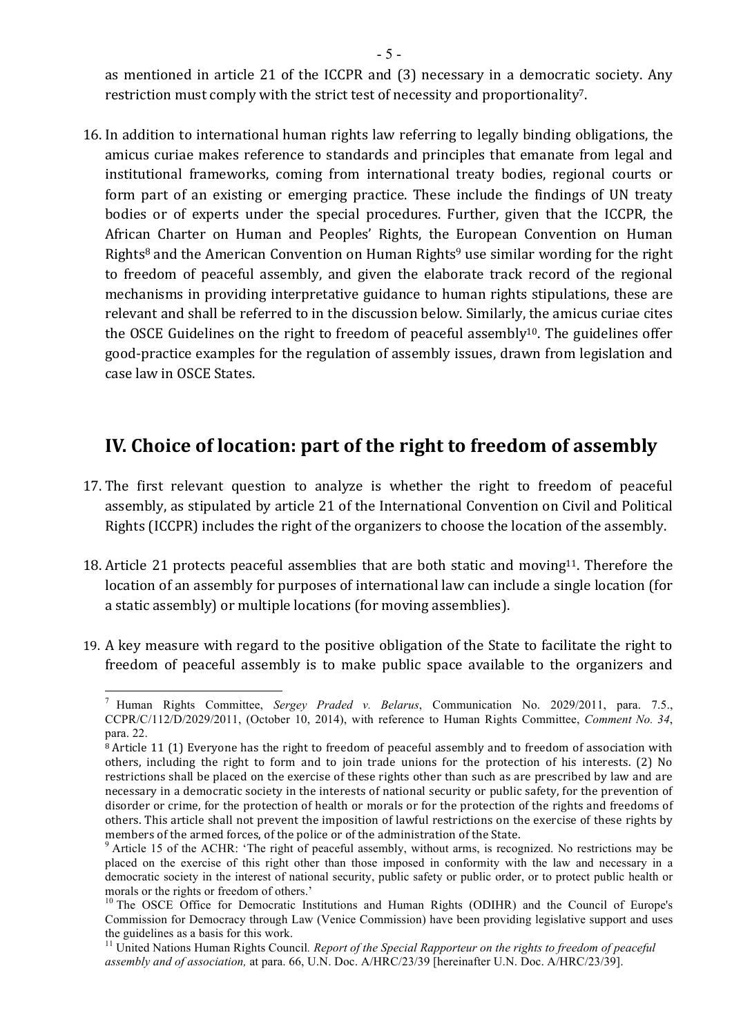as mentioned in article 21 of the ICCPR and (3) necessary in a democratic society. Any restriction must comply with the strict test of necessity and proportionality[7].

16. In addition to international human rights law referring to legally binding obligations, the amicus curiae makes reference to standards and principles that emanate from legal and institutional frameworks, coming from international treaty bodies, regional courts or form part of an existing or emerging practice. These include the findings of UN treaty bodies or of experts under the special procedures. Further, given that the ICCPR, the African Charter on Human and Peoples' Rights, the European Convention on Human Rights[8] and the American Convention on Human Rights[9] use similar wording for the right to freedom of peaceful assembly, and given the elaborate track record of the regional mechanisms in providing interpretative guidance to human rights stipulations, these are relevant and shall be referred to in the discussion below. Similarly, the amicus curiae cites the OSCE Guidelines on the right to freedom of peaceful assembly[10]. The guidelines offer good-practice examples for the regulation of assembly issues, drawn from legislation and case law in OSCE States.

## IV. Choice of location: part of the right to freedom of assembly

17. The first relevant question to analyze is whether the right to freedom of peaceful assembly, as stipulated by article 21 of the International Convention on Civil and Political Rights (ICCPR) includes the right of the organizers to choose the location of the assembly.

18. Article 21 protects peaceful assemblies that are both static and moving[11]. Therefore the location of an assembly for purposes of international law can include a single location (for a static assembly) or multiple locations (for moving assemblies).

19. A key measure with regard to the positive obligation of the State to facilitate the right to freedom of peaceful assembly is to make public space available to the organizers and

---

[7] Human Rights Committee, *Sergey Praded v. Belarus*, Communication No. 2029/2011, para. 7.5., CCPR/C/112/D/2029/2011, (October 10, 2014), with reference to Human Rights Committee, *Comment No. 34*, para. 22.

[8] Article 11 (1) Everyone has the right to freedom of peaceful assembly and to freedom of association with others, including the right to form and to join trade unions for the protection of his interests. (2) No restrictions shall be placed on the exercise of these rights other than such as are prescribed by law and are necessary in a democratic society in the interests of national security or public safety, for the prevention of disorder or crime, for the protection of health or morals or for the protection of the rights and freedoms of others. This article shall not prevent the imposition of lawful restrictions on the exercise of these rights by members of the armed forces, of the police or of the administration of the State.

[9] Article 15 of the ACHR: 'The right of peaceful assembly, without arms, is recognized. No restrictions may be placed on the exercise of this right other than those imposed in conformity with the law and necessary in a democratic society in the interest of national security, public safety or public order, or to protect public health or morals or the rights or freedom of others.'

[10] The OSCE Office for Democratic Institutions and Human Rights (ODIHR) and the Council of Europe's Commission for Democracy through Law (Venice Commission) have been providing legislative support and uses the guidelines as a basis for this work.

[11] United Nations Human Rights Council. *Report of the Special Rapporteur on the rights to freedom of peaceful assembly and of association,* at para. 66, U.N. Doc. A/HRC/23/39 [hereinafter U.N. Doc. A/HRC/23/39].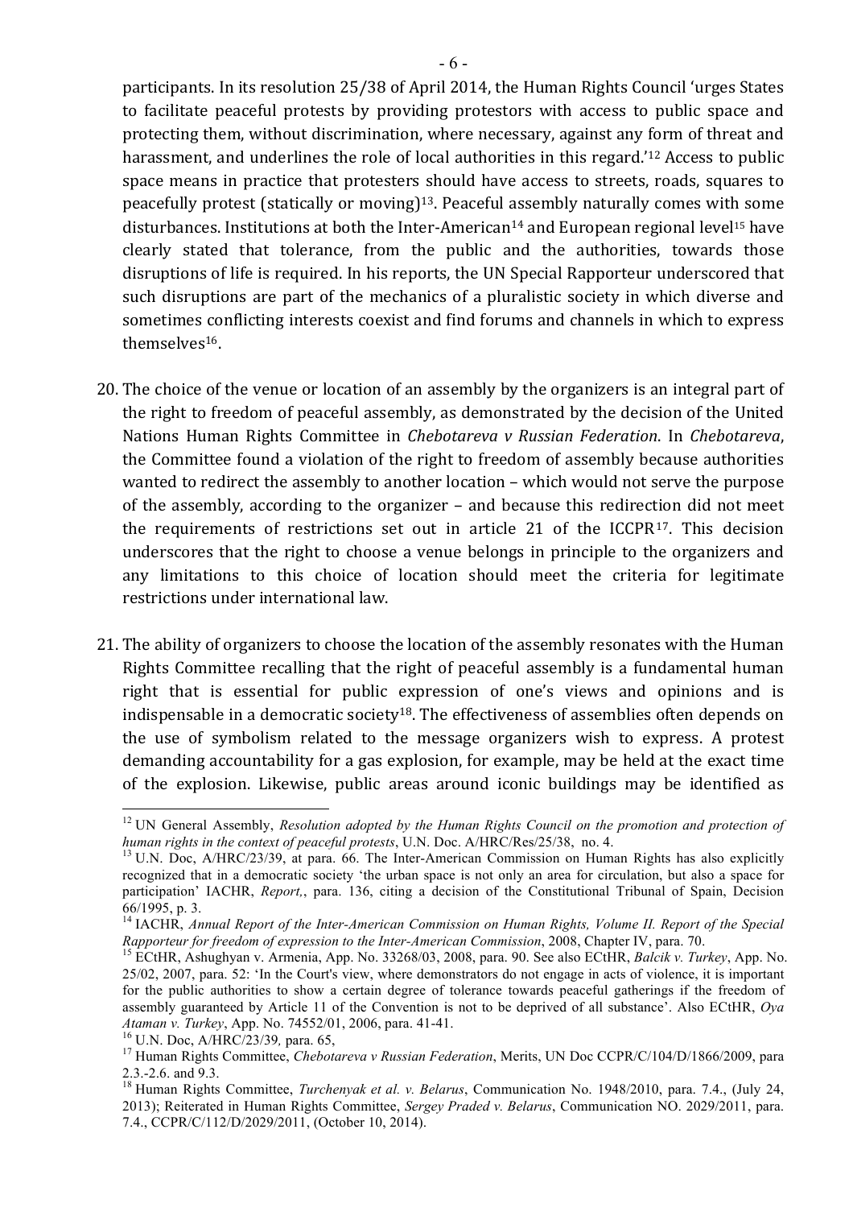participants. In its resolution 25/38 of April 2014, the Human Rights Council 'urges States to facilitate peaceful protests by providing protestors with access to public space and protecting them, without discrimination, where necessary, against any form of threat and harassment, and underlines the role of local authorities in this regard.'[12] Access to public space means in practice that protesters should have access to streets, roads, squares to peacefully protest (statically or moving)[13]. Peaceful assembly naturally comes with some disturbances. Institutions at both the Inter-American[14] and European regional level[15] have clearly stated that tolerance, from the public and the authorities, towards those disruptions of life is required. In his reports, the UN Special Rapporteur underscored that such disruptions are part of the mechanics of a pluralistic society in which diverse and sometimes conflicting interests coexist and find forums and channels in which to express themselves[16].

20. The choice of the venue or location of an assembly by the organizers is an integral part of the right to freedom of peaceful assembly, as demonstrated by the decision of the United Nations Human Rights Committee in *Chebotareva v Russian Federation*. In *Chebotareva*, the Committee found a violation of the right to freedom of assembly because authorities wanted to redirect the assembly to another location – which would not serve the purpose of the assembly, according to the organizer – and because this redirection did not meet the requirements of restrictions set out in article 21 of the ICCPR[17]. This decision underscores that the right to choose a venue belongs in principle to the organizers and any limitations to this choice of location should meet the criteria for legitimate restrictions under international law.

21. The ability of organizers to choose the location of the assembly resonates with the Human Rights Committee recalling that the right of peaceful assembly is a fundamental human right that is essential for public expression of one's views and opinions and is indispensable in a democratic society[18]. The effectiveness of assemblies often depends on the use of symbolism related to the message organizers wish to express. A protest demanding accountability for a gas explosion, for example, may be held at the exact time of the explosion. Likewise, public areas around iconic buildings may be identified as

---

[12] UN General Assembly, *Resolution adopted by the Human Rights Council on the promotion and protection of human rights in the context of peaceful protests*, U.N. Doc. A/HRC/Res/25/38, no. 4.

[13] U.N. Doc, A/HRC/23/39, at para. 66. The Inter-American Commission on Human Rights has also explicitly recognized that in a democratic society 'the urban space is not only an area for circulation, but also a space for participation' IACHR, *Report,*, para. 136, citing a decision of the Constitutional Tribunal of Spain, Decision 66/1995, p. 3.

[14] IACHR, *Annual Report of the Inter-American Commission on Human Rights, Volume II. Report of the Special Rapporteur for freedom of expression to the Inter-American Commission*, 2008, Chapter IV, para. 70.

[15] ECtHR, Ashughyan v. Armenia, App. No. 33268/03, 2008, para. 90. See also ECtHR, *Balcik v. Turkey*, App. No. 25/02, 2007, para. 52: 'In the Court's view, where demonstrators do not engage in acts of violence, it is important for the public authorities to show a certain degree of tolerance towards peaceful gatherings if the freedom of assembly guaranteed by Article 11 of the Convention is not to be deprived of all substance'. Also ECtHR, *Oya Ataman v. Turkey*, App. No. 74552/01, 2006, para. 41-41.

[16] U.N. Doc, A/HRC/23/39*,* para. 65,

[17] Human Rights Committee, *Chebotareva v Russian Federation*, Merits, UN Doc CCPR/C/104/D/1866/2009, para 2.3.-2.6. and 9.3.

[18] Human Rights Committee, *Turchenyak et al. v. Belarus*, Communication No. 1948/2010, para. 7.4., (July 24, 2013); Reiterated in Human Rights Committee, *Sergey Praded v. Belarus*, Communication NO. 2029/2011, para. 7.4., CCPR/C/112/D/2029/2011, (October 10, 2014).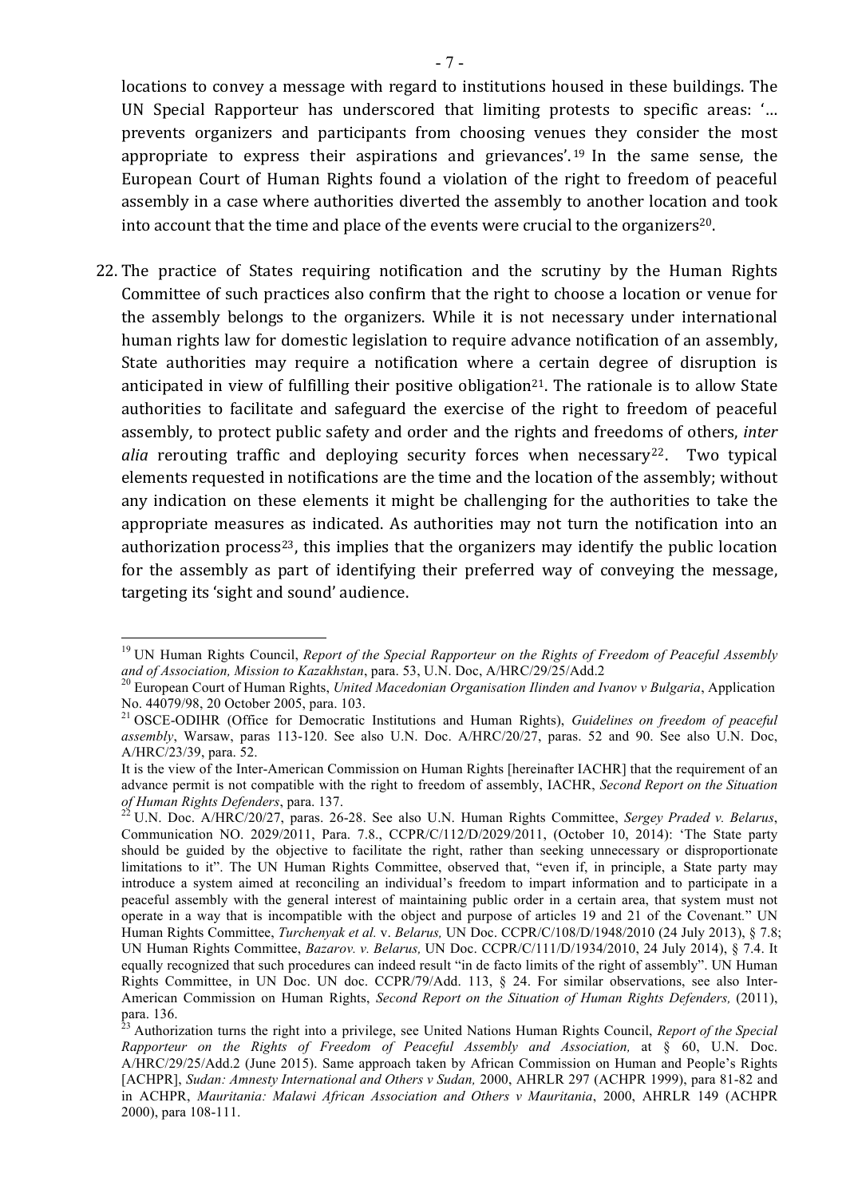locations to convey a message with regard to institutions housed in these buildings. The UN Special Rapporteur has underscored that limiting protests to specific areas: '… prevents organizers and participants from choosing venues they consider the most appropriate to express their aspirations and grievances'.[19] In the same sense, the European Court of Human Rights found a violation of the right to freedom of peaceful assembly in a case where authorities diverted the assembly to another location and took into account that the time and place of the events were crucial to the organizers[20].

22. The practice of States requiring notification and the scrutiny by the Human Rights Committee of such practices also confirm that the right to choose a location or venue for the assembly belongs to the organizers. While it is not necessary under international human rights law for domestic legislation to require advance notification of an assembly, State authorities may require a notification where a certain degree of disruption is anticipated in view of fulfilling their positive obligation[21]. The rationale is to allow State authorities to facilitate and safeguard the exercise of the right to freedom of peaceful assembly, to protect public safety and order and the rights and freedoms of others, *inter alia* rerouting traffic and deploying security forces when necessary[22]. Two typical elements requested in notifications are the time and the location of the assembly; without any indication on these elements it might be challenging for the authorities to take the appropriate measures as indicated. As authorities may not turn the notification into an authorization process[23], this implies that the organizers may identify the public location for the assembly as part of identifying their preferred way of conveying the message, targeting its 'sight and sound' audience.

---

[19] UN Human Rights Council, *Report of the Special Rapporteur on the Rights of Freedom of Peaceful Assembly and of Association, Mission to Kazakhstan*, para. 53, U.N. Doc, A/HRC/29/25/Add.2

[20] European Court of Human Rights, *United Macedonian Organisation Ilinden and Ivanov v Bulgaria*, Application No. 44079/98, 20 October 2005, para. 103.

[21] OSCE-ODIHR (Office for Democratic Institutions and Human Rights), *Guidelines on freedom of peaceful assembly*, Warsaw, paras 113-120. See also U.N. Doc. A/HRC/20/27, paras. 52 and 90. See also U.N. Doc, A/HRC/23/39, para. 52.

It is the view of the Inter-American Commission on Human Rights [hereinafter IACHR] that the requirement of an advance permit is not compatible with the right to freedom of assembly, IACHR, *Second Report on the Situation of Human Rights Defenders*, para. 137.

[22] U.N. Doc. A/HRC/20/27, paras. 26-28. See also U.N. Human Rights Committee, *Sergey Praded v. Belarus*, Communication NO. 2029/2011, Para. 7.8., CCPR/C/112/D/2029/2011, (October 10, 2014): 'The State party should be guided by the objective to facilitate the right, rather than seeking unnecessary or disproportionate limitations to it". The UN Human Rights Committee, observed that, "even if, in principle, a State party may introduce a system aimed at reconciling an individual's freedom to impart information and to participate in a peaceful assembly with the general interest of maintaining public order in a certain area, that system must not operate in a way that is incompatible with the object and purpose of articles 19 and 21 of the Covenant." UN Human Rights Committee, *Turchenyak et al.* v. *Belarus,* UN Doc. CCPR/C/108/D/1948/2010 (24 July 2013), § 7.8; UN Human Rights Committee, *Bazarov. v. Belarus,* UN Doc. CCPR/C/111/D/1934/2010, 24 July 2014), § 7.4. It equally recognized that such procedures can indeed result "in de facto limits of the right of assembly". UN Human Rights Committee, in UN Doc. UN doc. CCPR/C/79/Add. 113, § 24. For similar observations, see also Inter-American Commission on Human Rights, *Second Report on the Situation of Human Rights Defenders,* (2011), para. 136.

[23] Authorization turns the right into a privilege, see United Nations Human Rights Council, *Report of the Special Rapporteur on the Rights of Freedom of Peaceful Assembly and Association,* at § 60, U.N. Doc. A/HRC/29/25/Add.2 (June 2015). Same approach taken by African Commission on Human and People's Rights [ACHPR], *Sudan: Amnesty International and Others v Sudan,* 2000, AHRLR 297 (ACHPR 1999), para 81-82 and in ACHPR, *Mauritania: Malawi African Association and Others v Mauritania*, 2000, AHRLR 149 (ACHPR 2000), para 108-111.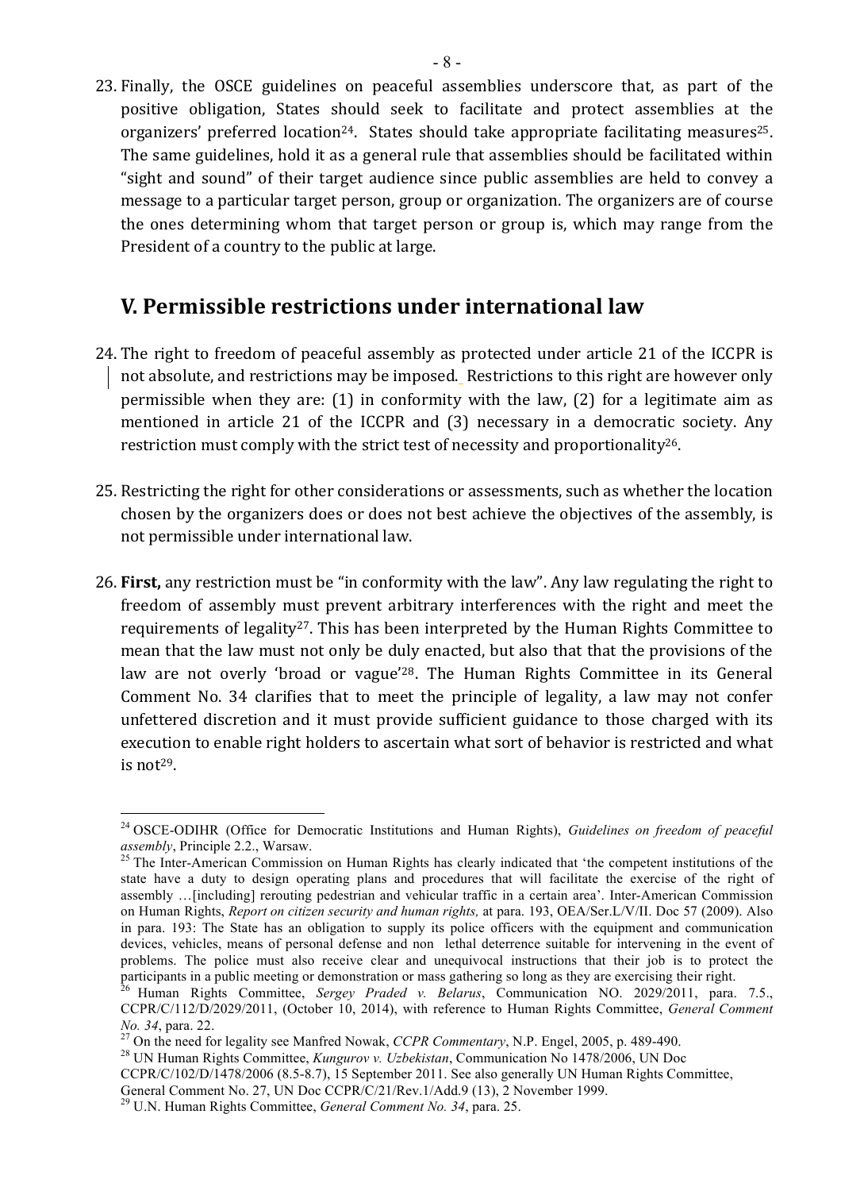23. Finally, the OSCE guidelines on peaceful assemblies underscore that, as part of the positive obligation, States should seek to facilitate and protect assemblies at the organizers' preferred location[24]. States should take appropriate facilitating measures[25]. The same guidelines, hold it as a general rule that assemblies should be facilitated within "sight and sound" of their target audience since public assemblies are held to convey a message to a particular target person, group or organization. The organizers are of course the ones determining whom that target person or group is, which may range from the President of a country to the public at large.

## V. Permissible restrictions under international law

24. The right to freedom of peaceful assembly as protected under article 21 of the ICCPR is not absolute, and restrictions may be imposed. Restrictions to this right are however only permissible when they are: (1) in conformity with the law, (2) for a legitimate aim as mentioned in article 21 of the ICCPR and (3) necessary in a democratic society. Any restriction must comply with the strict test of necessity and proportionality[26].

25. Restricting the right for other considerations or assessments, such as whether the location chosen by the organizers does or does not best achieve the objectives of the assembly, is not permissible under international law.

26. **First,** any restriction must be "in conformity with the law". Any law regulating the right to freedom of assembly must prevent arbitrary interferences with the right and meet the requirements of legality[27]. This has been interpreted by the Human Rights Committee to mean that the law must not only be duly enacted, but also that that the provisions of the law are not overly 'broad or vague'[28]. The Human Rights Committee in its General Comment No. 34 clarifies that to meet the principle of legality, a law may not confer unfettered discretion and it must provide sufficient guidance to those charged with its execution to enable right holders to ascertain what sort of behavior is restricted and what is not[29].

---

[24] OSCE-ODIHR (Office for Democratic Institutions and Human Rights), *Guidelines on freedom of peaceful assembly*, Principle 2.2., Warsaw.

[25] The Inter-American Commission on Human Rights has clearly indicated that 'the competent institutions of the state have a duty to design operating plans and procedures that will facilitate the exercise of the right of assembly …[including] rerouting pedestrian and vehicular traffic in a certain area'. Inter-American Commission on Human Rights, *Report on citizen security and human rights,* at para. 193, OEA/Ser.L/V/II. Doc 57 (2009). Also in para. 193: The State has an obligation to supply its police officers with the equipment and communication devices, vehicles, means of personal defense and non lethal deterrence suitable for intervening in the event of problems. The police must also receive clear and unequivocal instructions that their job is to protect the participants in a public meeting or demonstration or mass gathering so long as they are exercising their right.

[26] Human Rights Committee, *Sergey Praded v. Belarus*, Communication NO. 2029/2011, para. 7.5., CCPR/C/112/D/2029/2011, (October 10, 2014), with reference to Human Rights Committee, *General Comment No. 34*, para. 22.

[27] On the need for legality see Manfred Nowak, *CCPR Commentary*, N.P. Engel, 2005, p. 489-490.

[28] UN Human Rights Committee, *Kungurov v. Uzbekistan*, Communication No 1478/2006, UN Doc CCPR/C/102/D/1478/2006 (8.5-8.7), 15 September 2011. See also generally UN Human Rights Committee, General Comment No. 27, UN Doc CCPR/C/21/Rev.1/Add.9 (13), 2 November 1999.

[29] U.N. Human Rights Committee, *General Comment No. 34*, para. 25.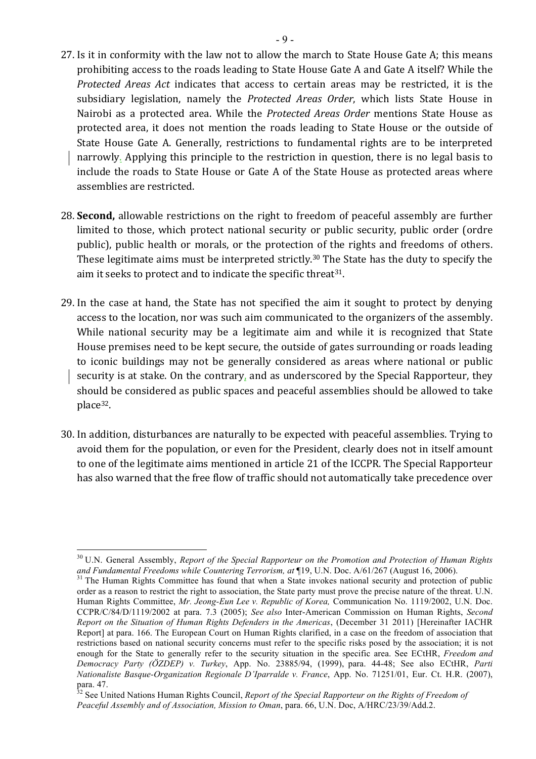27. Is it in conformity with the law not to allow the march to State House Gate A; this means prohibiting access to the roads leading to State House Gate A and Gate A itself? While the *Protected Areas Act* indicates that access to certain areas may be restricted, it is the subsidiary legislation, namely the *Protected Areas Order*, which lists State House in Nairobi as a protected area. While the *Protected Areas Order* mentions State House as protected area, it does not mention the roads leading to State House or the outside of State House Gate A. Generally, restrictions to fundamental rights are to be interpreted narrowly. Applying this principle to the restriction in question, there is no legal basis to include the roads to State House or Gate A of the State House as protected areas where assemblies are restricted.

28. **Second,** allowable restrictions on the right to freedom of peaceful assembly are further limited to those, which protect national security or public security, public order (ordre public), public health or morals, or the protection of the rights and freedoms of others. These legitimate aims must be interpreted strictly.[30] The State has the duty to specify the aim it seeks to protect and to indicate the specific threat[31].

29. In the case at hand, the State has not specified the aim it sought to protect by denying access to the location, nor was such aim communicated to the organizers of the assembly. While national security may be a legitimate aim and while it is recognized that State House premises need to be kept secure, the outside of gates surrounding or roads leading to iconic buildings may not be generally considered as areas where national or public security is at stake. On the contrary, and as underscored by the Special Rapporteur, they should be considered as public spaces and peaceful assemblies should be allowed to take place[32].

30. In addition, disturbances are naturally to be expected with peaceful assemblies. Trying to avoid them for the population, or even for the President, clearly does not in itself amount to one of the legitimate aims mentioned in article 21 of the ICCPR. The Special Rapporteur has also warned that the free flow of traffic should not automatically take precedence over

---

[30] U.N. General Assembly, *Report of the Special Rapporteur on the Promotion and Protection of Human Rights and Fundamental Freedoms while Countering Terrorism, at* ¶19, U.N. Doc. A/61/267 (August 16, 2006).

[31] The Human Rights Committee has found that when a State invokes national security and protection of public order as a reason to restrict the right to association, the State party must prove the precise nature of the threat. U.N. Human Rights Committee, *Mr. Jeong-Eun Lee v. Republic of Korea,* Communication No. 1119/2002, U.N. Doc. CCPR/C/84/D/1119/2002 at para. 7.3 (2005); *See also* Inter-American Commission on Human Rights, *Second Report on the Situation of Human Rights Defenders in the Americas*, (December 31 2011) [Hereinafter IACHR Report] at para. 166. The European Court on Human Rights clarified, in a case on the freedom of association that restrictions based on national security concerns must refer to the specific risks posed by the association; it is not enough for the State to generally refer to the security situation in the specific area. See ECtHR, *Freedom and Democracy Party (ÖZDEP) v. Turkey*, App. No. 23885/94, (1999), para. 44-48; See also ECtHR, *Parti Nationaliste Basque-Organization Regionale D'Iparralde v. France*, App. No. 71251/01, Eur. Ct. H.R. (2007), para. 47.

[32] See United Nations Human Rights Council, *Report of the Special Rapporteur on the Rights of Freedom of Peaceful Assembly and of Association, Mission to Oman*, para. 66, U.N. Doc, A/HRC/23/39/Add.2.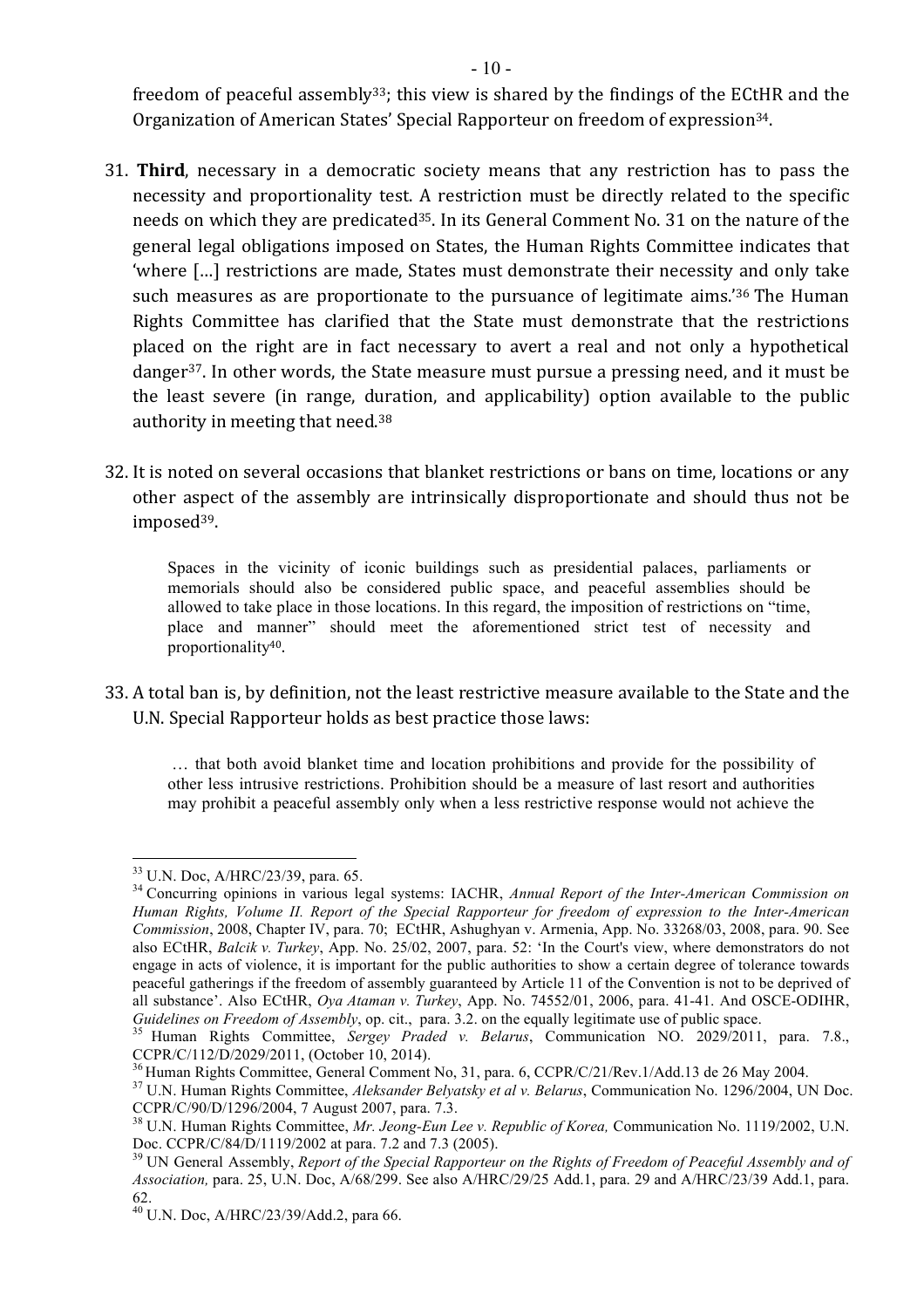freedom of peaceful assembly[33]; this view is shared by the findings of the ECtHR and the Organization of American States' Special Rapporteur on freedom of expression[34].

31. **Third**, necessary in a democratic society means that any restriction has to pass the necessity and proportionality test. A restriction must be directly related to the specific needs on which they are predicated[35]. In its General Comment No. 31 on the nature of the general legal obligations imposed on States, the Human Rights Committee indicates that 'where [...] restrictions are made, States must demonstrate their necessity and only take such measures as are proportionate to the pursuance of legitimate aims.'[36] The Human Rights Committee has clarified that the State must demonstrate that the restrictions placed on the right are in fact necessary to avert a real and not only a hypothetical danger[37]. In other words, the State measure must pursue a pressing need, and it must be the least severe (in range, duration, and applicability) option available to the public authority in meeting that need.[38]

32. It is noted on several occasions that blanket restrictions or bans on time, locations or any other aspect of the assembly are intrinsically disproportionate and should thus not be imposed[39].

> Spaces in the vicinity of iconic buildings such as presidential palaces, parliaments or memorials should also be considered public space, and peaceful assemblies should be allowed to take place in those locations. In this regard, the imposition of restrictions on "time, place and manner" should meet the aforementioned strict test of necessity and proportionality[40].

33. A total ban is, by definition, not the least restrictive measure available to the State and the U.N. Special Rapporteur holds as best practice those laws:

> … that both avoid blanket time and location prohibitions and provide for the possibility of other less intrusive restrictions. Prohibition should be a measure of last resort and authorities may prohibit a peaceful assembly only when a less restrictive response would not achieve the

---

[33] U.N. Doc, A/HRC/23/39, para. 65.

[34] Concurring opinions in various legal systems: IACHR, *Annual Report of the Inter-American Commission on Human Rights, Volume II. Report of the Special Rapporteur for freedom of expression to the Inter-American Commission*, 2008, Chapter IV, para. 70; ECtHR, Ashughyan v. Armenia, App. No. 33268/03, 2008, para. 90. See also ECtHR, *Balcik v. Turkey*, App. No. 25/02, 2007, para. 52: 'In the Court's view, where demonstrators do not engage in acts of violence, it is important for the public authorities to show a certain degree of tolerance towards peaceful gatherings if the freedom of assembly guaranteed by Article 11 of the Convention is not to be deprived of all substance'. Also ECtHR, *Oya Ataman v. Turkey*, App. No. 74552/01, 2006, para. 41-41. And OSCE-ODIHR, *Guidelines on Freedom of Assembly*, op. cit., para. 3.2. on the equally legitimate use of public space.

[35] Human Rights Committee, *Sergey Praded v. Belarus*, Communication NO. 2029/2011, para. 7.8., CCPR/C/112/D/2029/2011, (October 10, 2014).

[36] Human Rights Committee, General Comment No, 31, para. 6, CCPR/C/21/Rev.1/Add.13 de 26 May 2004.

[37] U.N. Human Rights Committee, *Aleksander Belyatsky et al v. Belarus*, Communication No. 1296/2004, UN Doc. CCPR/C/90/D/1296/2004, 7 August 2007, para. 7.3.

[38] U.N. Human Rights Committee, *Mr. Jeong-Eun Lee v. Republic of Korea,* Communication No. 1119/2002, U.N. Doc. CCPR/C/84/D/1119/2002 at para. 7.2 and 7.3 (2005).

[39] UN General Assembly, *Report of the Special Rapporteur on the Rights of Freedom of Peaceful Assembly and of Association,* para. 25, U.N. Doc, A/68/299. See also A/HRC/29/25 Add.1, para. 29 and A/HRC/23/39 Add.1, para. 62.

[40] U.N. Doc, A/HRC/23/39/Add.2, para 66.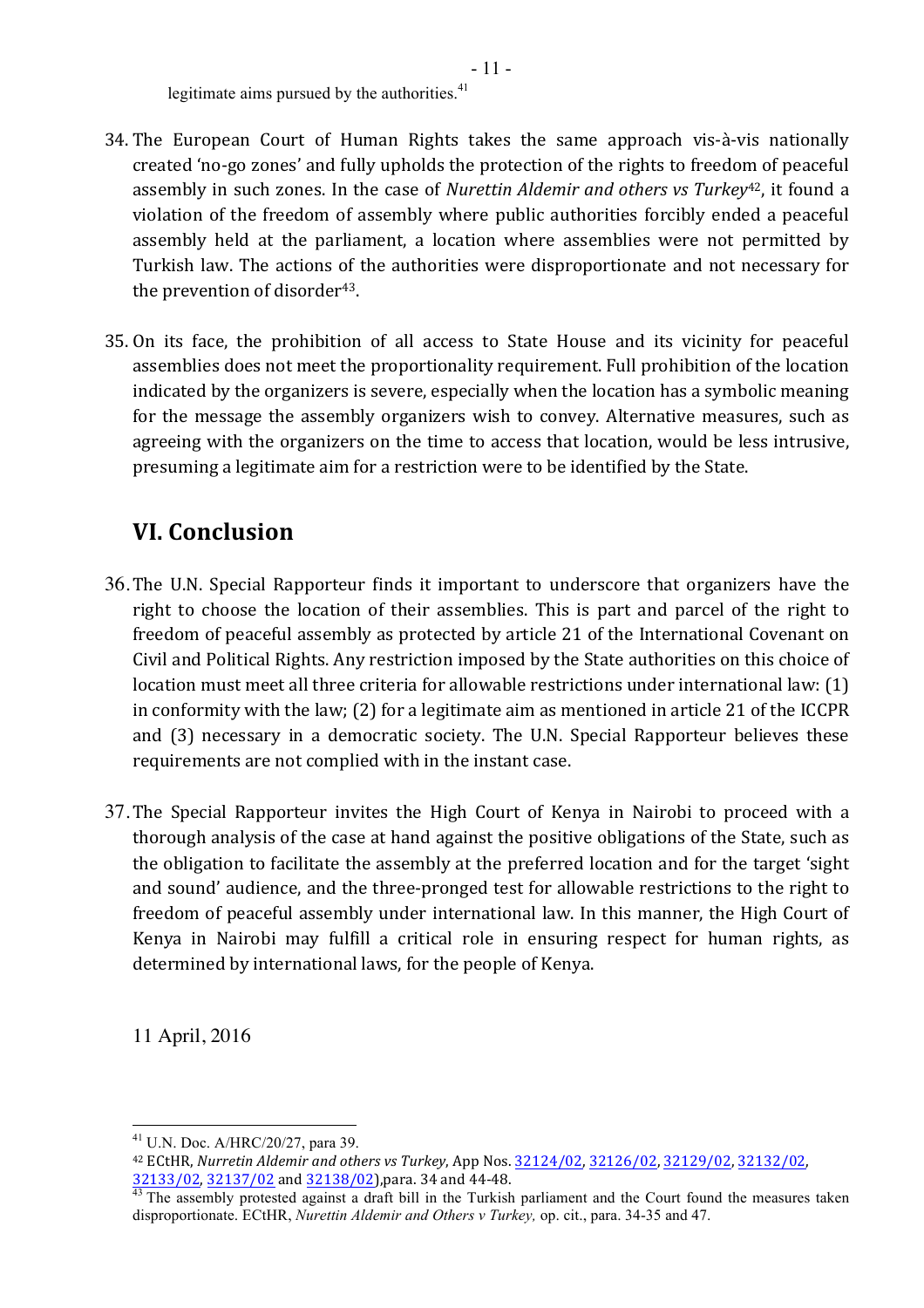legitimate aims pursued by the authorities.[41]

34. The European Court of Human Rights takes the same approach vis-à-vis nationally created 'no-go zones' and fully upholds the protection of the rights to freedom of peaceful assembly in such zones. In the case of *Nurettin Aldemir and others vs Turkey*[42], it found a violation of the freedom of assembly where public authorities forcibly ended a peaceful assembly held at the parliament, a location where assemblies were not permitted by Turkish law. The actions of the authorities were disproportionate and not necessary for the prevention of disorder[43].

35. On its face, the prohibition of all access to State House and its vicinity for peaceful assemblies does not meet the proportionality requirement. Full prohibition of the location indicated by the organizers is severe, especially when the location has a symbolic meaning for the message the assembly organizers wish to convey. Alternative measures, such as agreeing with the organizers on the time to access that location, would be less intrusive, presuming a legitimate aim for a restriction were to be identified by the State.

## VI. Conclusion

36. The U.N. Special Rapporteur finds it important to underscore that organizers have the right to choose the location of their assemblies. This is part and parcel of the right to freedom of peaceful assembly as protected by article 21 of the International Covenant on Civil and Political Rights. Any restriction imposed by the State authorities on this choice of location must meet all three criteria for allowable restrictions under international law: (1) in conformity with the law; (2) for a legitimate aim as mentioned in article 21 of the ICCPR and (3) necessary in a democratic society. The U.N. Special Rapporteur believes these requirements are not complied with in the instant case.

37. The Special Rapporteur invites the High Court of Kenya in Nairobi to proceed with a thorough analysis of the case at hand against the positive obligations of the State, such as the obligation to facilitate the assembly at the preferred location and for the target 'sight and sound' audience, and the three-pronged test for allowable restrictions to the right to freedom of peaceful assembly under international law. In this manner, the High Court of Kenya in Nairobi may fulfill a critical role in ensuring respect for human rights, as determined by international laws, for the people of Kenya.

11 April, 2016

---

[41] U.N. Doc. A/HRC/20/27, para 39.

[42] ECtHR, *Nurretin Aldemir and others vs Turkey*, App Nos. 32124/02, 32126/02, 32129/02, 32132/02, 32133/02, 32137/02 and 32138/02),para. 34 and 44-48.

[43] The assembly protested against a draft bill in the Turkish parliament and the Court found the measures taken disproportionate. ECtHR, *Nurettin Aldemir and Others v Turkey,* op. cit., para. 34-35 and 47.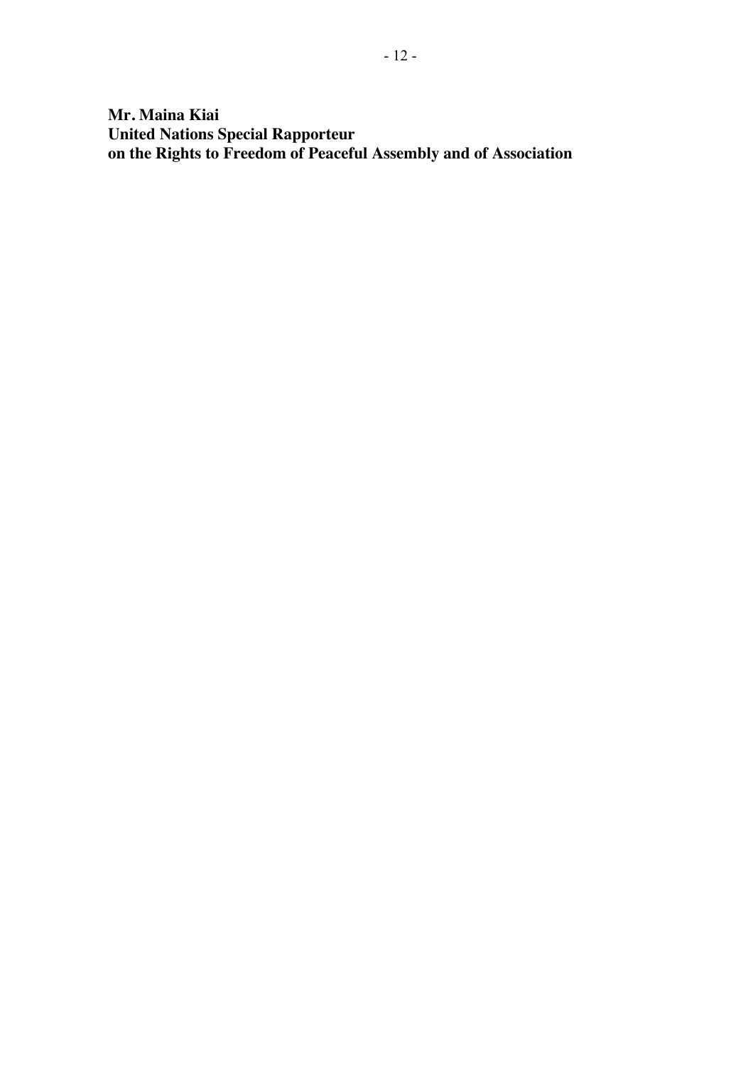**Mr. Maina Kiai**
**United Nations Special Rapporteur**
**on the Rights to Freedom of Peaceful Assembly and of Association**